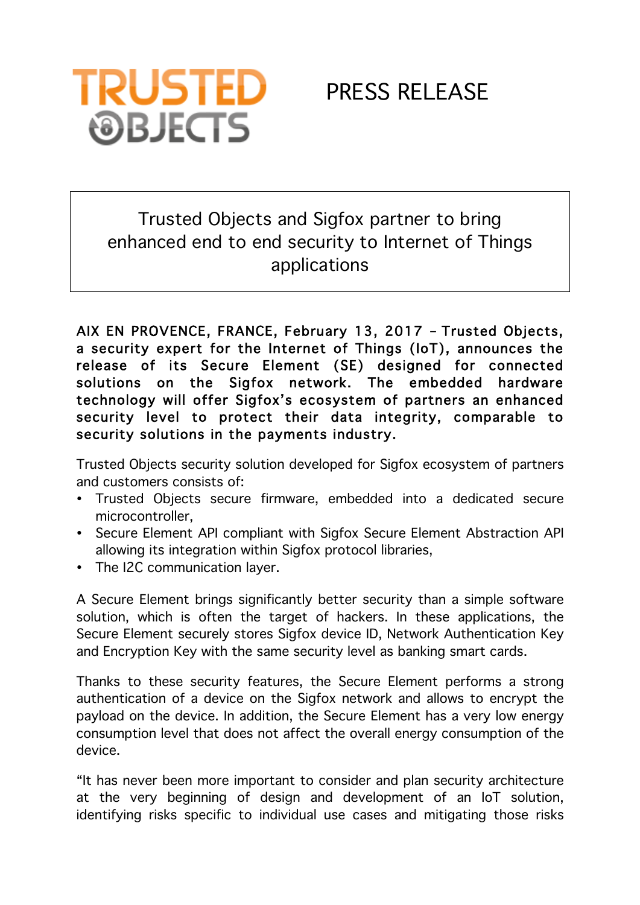TRUSTED OBJECTS

PRESS RELEASE

# Trusted Objects and Sigfox partner to bring enhanced end to end security to Internet of Things applications

**AIX EN PROVENCE, FRANCE, February 13, 2017 – Trusted Objects, a security expert for the Internet of Things (IoT), announces the release of its Secure Element (SE) designed for connected solutions on the Sigfox network. The embedded hardware technology will offer Sigfox's ecosystem of partners an enhanced security level to protect their data integrity, comparable to security solutions in the payments industry.**

Trusted Objects security solution developed for Sigfox ecosystem of partners and customers consists of:

- Trusted Objects secure firmware, embedded into a dedicated secure microcontroller,
- Secure Element API compliant with Sigfox Secure Element Abstraction API allowing its integration within Sigfox protocol libraries,
- The I2C communication layer.

A Secure Element brings significantly better security than a simple software solution, which is often the target of hackers. In these applications, the Secure Element securely stores Sigfox device ID, Network Authentication Key and Encryption Key with the same security level as banking smart cards.

Thanks to these security features, the Secure Element performs a strong authentication of a device on the Sigfox network and allows to encrypt the payload on the device. In addition, the Secure Element has a very low energy consumption level that does not affect the overall energy consumption of the device.

"It has never been more important to consider and plan security architecture at the very beginning of design and development of an IoT solution, identifying risks specific to individual use cases and mitigating those risks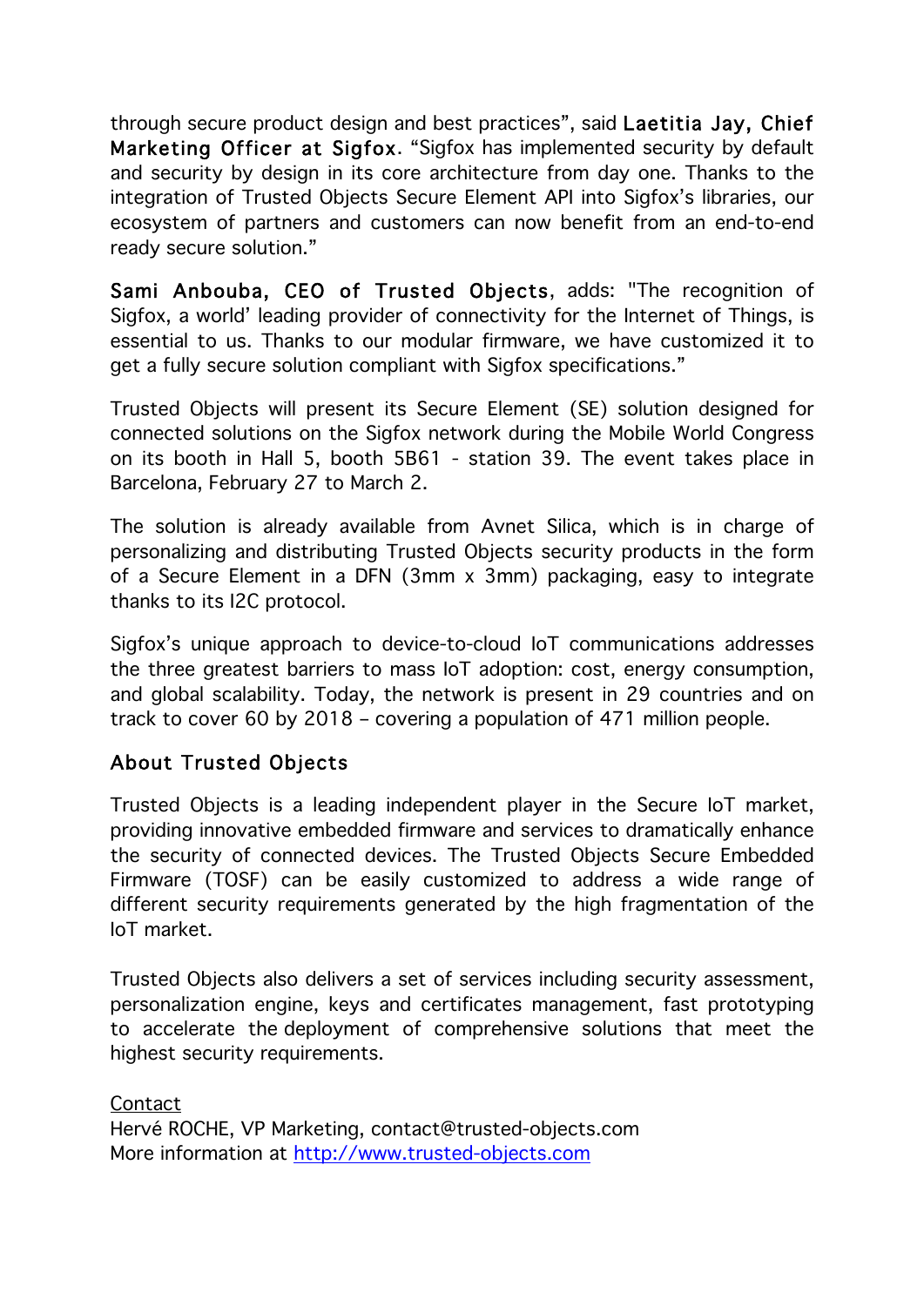through secure product design and best practices", said **Laetitia Jay, Chief Marketing Officer at Sigfox**. "Sigfox has implemented security by default and security by design in its core architecture from day one. Thanks to the integration of Trusted Objects Secure Element API into Sigfox's libraries, our ecosystem of partners and customers can now benefit from an end-to-end ready secure solution."

**Sami Anbouba, CEO of Trusted Objects**, adds: "The recognition of Sigfox, a world' leading provider of connectivity for the Internet of Things, is essential to us. Thanks to our modular firmware, we have customized it to get a fully secure solution compliant with Sigfox specifications."

Trusted Objects will present its Secure Element (SE) solution designed for connected solutions on the Sigfox network during the Mobile World Congress on its booth in Hall 5, booth 5B61 - station 39. The event takes place in Barcelona, February 27 to March 2.

The solution is already available from Avnet Silica, which is in charge of personalizing and distributing Trusted Objects security products in the form of a Secure Element in a DFN (3mm x 3mm) packaging, easy to integrate thanks to its I2C protocol.

Sigfox's unique approach to device-to-cloud IoT communications addresses the three greatest barriers to mass IoT adoption: cost, energy consumption, and global scalability. Today, the network is present in 29 countries and on track to cover 60 by 2018 – covering a population of 471 million people.

## About Trusted Objects

Trusted Objects is a leading independent player in the Secure IoT market, providing innovative embedded firmware and services to dramatically enhance the security of connected devices. The Trusted Objects Secure Embedded Firmware (TOSF) can be easily customized to address a wide range of different security requirements generated by the high fragmentation of the IoT market.

Trusted Objects also delivers a set of services including security assessment, personalization engine, keys and certificates management, fast prototyping to accelerate the deployment of comprehensive solutions that meet the highest security requirements.

Contact
Hervé ROCHE, VP Marketing, contact@trusted-objects.com
More information at http://www.trusted-objects.com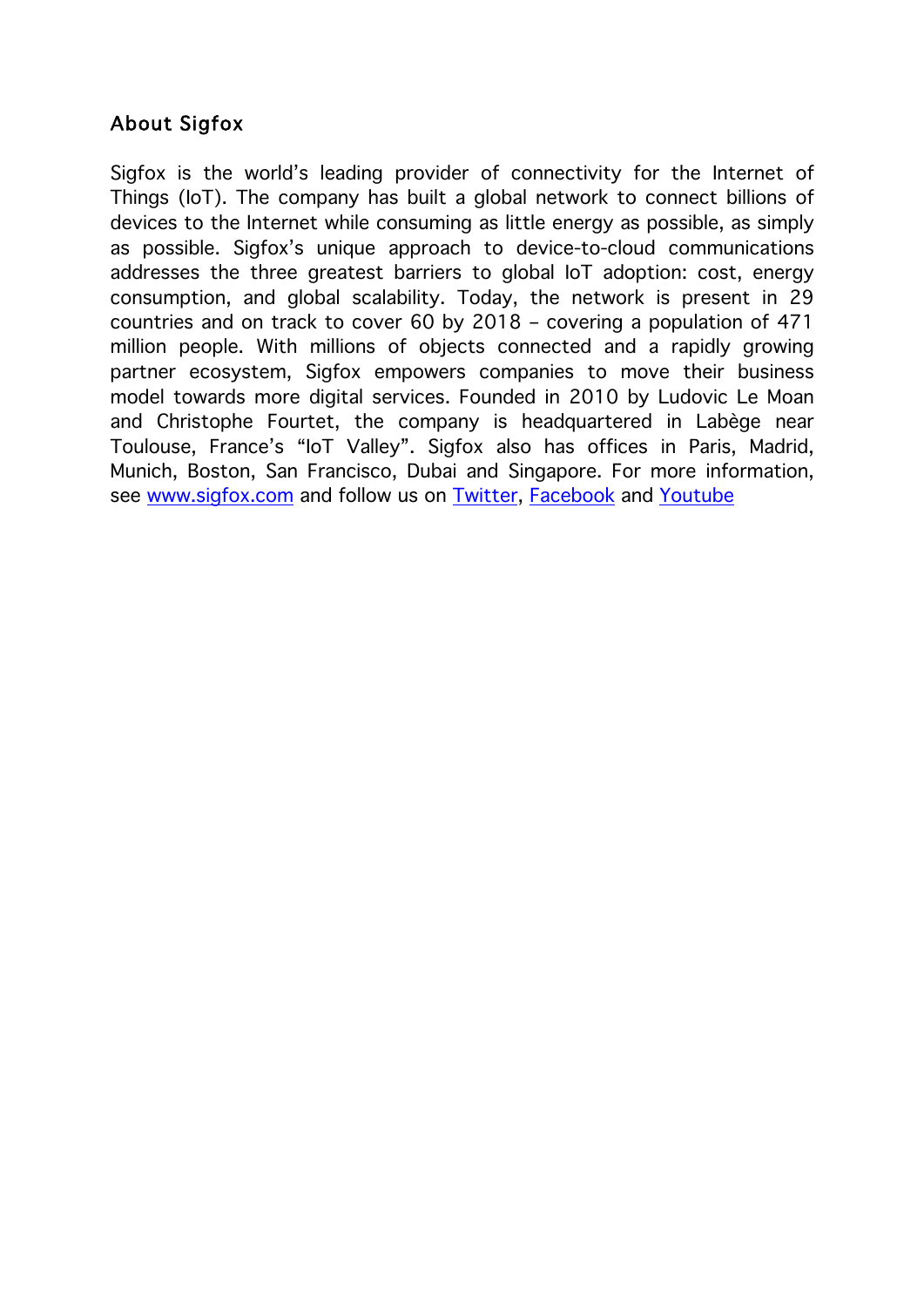## About Sigfox

Sigfox is the world's leading provider of connectivity for the Internet of Things (IoT). The company has built a global network to connect billions of devices to the Internet while consuming as little energy as possible, as simply as possible. Sigfox's unique approach to device-to-cloud communications addresses the three greatest barriers to global IoT adoption: cost, energy consumption, and global scalability. Today, the network is present in 29 countries and on track to cover 60 by 2018 – covering a population of 471 million people. With millions of objects connected and a rapidly growing partner ecosystem, Sigfox empowers companies to move their business model towards more digital services. Founded in 2010 by Ludovic Le Moan and Christophe Fourtet, the company is headquartered in Labège near Toulouse, France's "IoT Valley". Sigfox also has offices in Paris, Madrid, Munich, Boston, San Francisco, Dubai and Singapore. For more information, see www.sigfox.com and follow us on Twitter, Facebook and Youtube